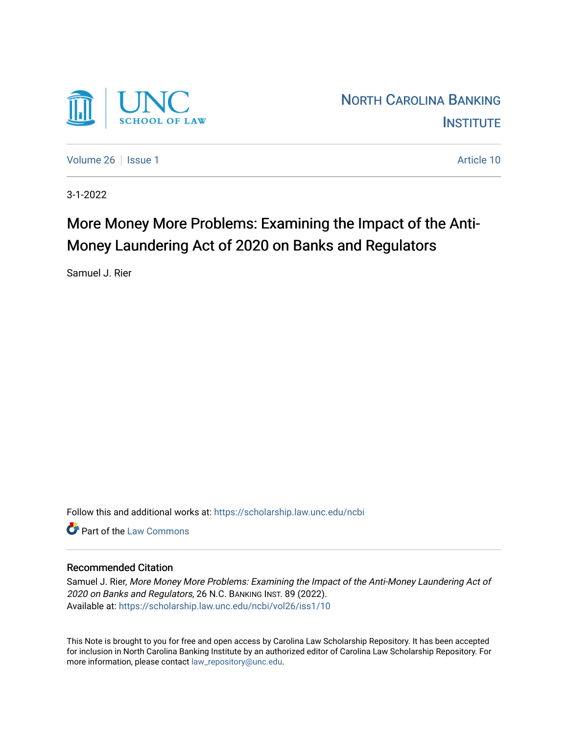UNC SCHOOL OF LAW

NORTH CAROLINA BANKING INSTITUTE

Volume 26 | Issue 1 | Article 10

3-1-2022

# More Money More Problems: Examining the Impact of the Anti-Money Laundering Act of 2020 on Banks and Regulators

Samuel J. Rier

Follow this and additional works at: https://scholarship.law.unc.edu/ncbi

Part of the Law Commons

## Recommended Citation

Samuel J. Rier, *More Money More Problems: Examining the Impact of the Anti-Money Laundering Act of 2020 on Banks and Regulators*, 26 N.C. BANKING INST. 89 (2022).
Available at: https://scholarship.law.unc.edu/ncbi/vol26/iss1/10

This Note is brought to you for free and open access by Carolina Law Scholarship Repository. It has been accepted for inclusion in North Carolina Banking Institute by an authorized editor of Carolina Law Scholarship Repository. For more information, please contact law_repository@unc.edu.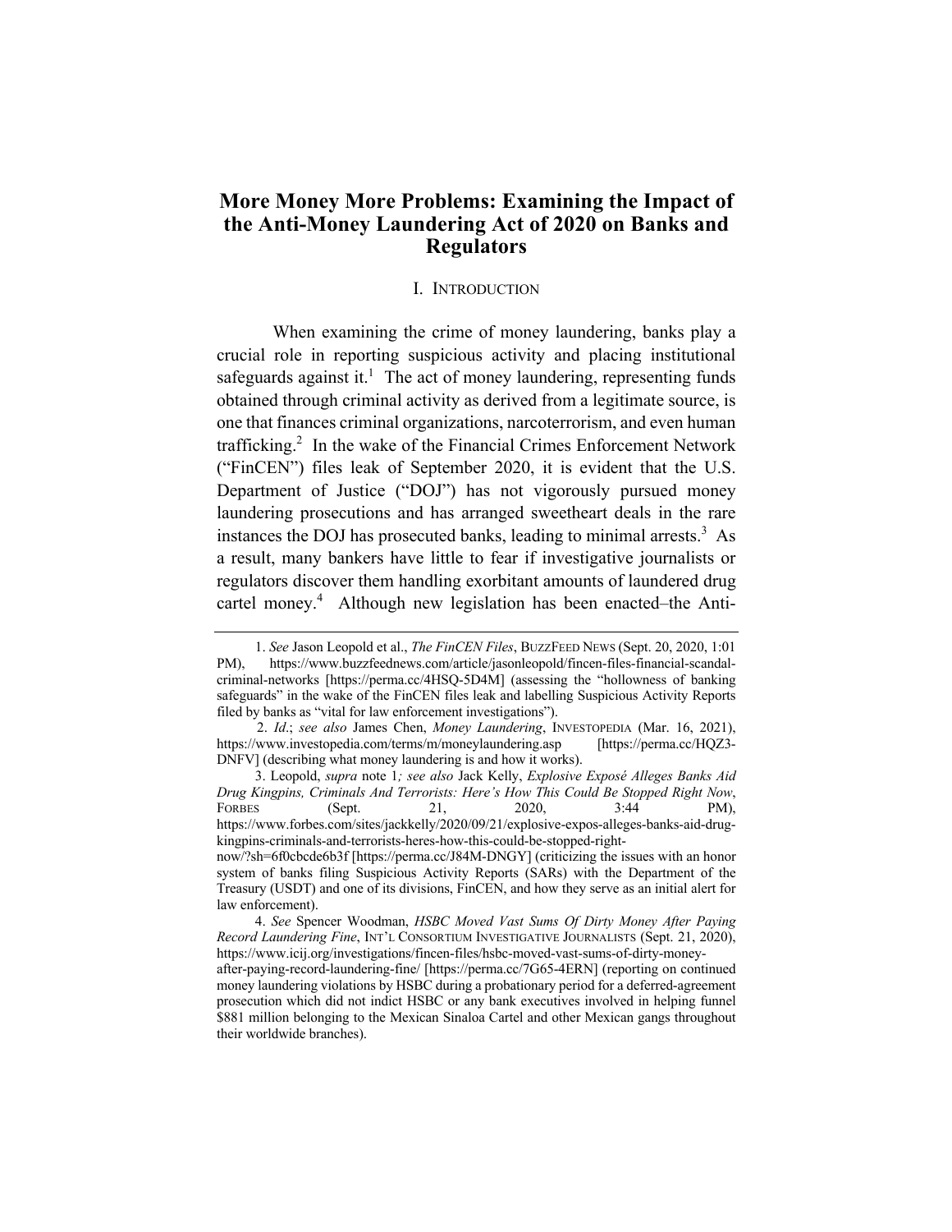# More Money More Problems: Examining the Impact of the Anti-Money Laundering Act of 2020 on Banks and Regulators

## I. INTRODUCTION

When examining the crime of money laundering, banks play a crucial role in reporting suspicious activity and placing institutional safeguards against it.[1] The act of money laundering, representing funds obtained through criminal activity as derived from a legitimate source, is one that finances criminal organizations, narcoterrorism, and even human trafficking.[2] In the wake of the Financial Crimes Enforcement Network ("FinCEN") files leak of September 2020, it is evident that the U.S. Department of Justice ("DOJ") has not vigorously pursued money laundering prosecutions and has arranged sweetheart deals in the rare instances the DOJ has prosecuted banks, leading to minimal arrests.[3] As a result, many bankers have little to fear if investigative journalists or regulators discover them handling exorbitant amounts of laundered drug cartel money.[4] Although new legislation has been enacted–the Anti-

---

1. *See* Jason Leopold et al., *The FinCEN Files*, BUZZFEED NEWS (Sept. 20, 2020, 1:01 PM), https://www.buzzfeednews.com/article/jasonleopold/fincen-files-financial-scandal-criminal-networks [https://perma.cc/4HSQ-5D4M] (assessing the "hollowness of banking safeguards" in the wake of the FinCEN files leak and labelling Suspicious Activity Reports filed by banks as "vital for law enforcement investigations").

2. *Id*.; *see also* James Chen, *Money Laundering*, INVESTOPEDIA (Mar. 16, 2021), https://www.investopedia.com/terms/m/moneylaundering.asp [https://perma.cc/HQZ3-DNFV] (describing what money laundering is and how it works).

3. Leopold, *supra* note 1*; see also* Jack Kelly, *Explosive Exposé Alleges Banks Aid Drug Kingpins, Criminals And Terrorists: Here's How This Could Be Stopped Right Now*, FORBES (Sept. 21, 2020, 3:44 PM), https://www.forbes.com/sites/jackkelly/2020/09/21/explosive-expos-alleges-banks-aid-drug-kingpins-criminals-and-terrorists-heres-how-this-could-be-stopped-right-now/?sh=6f0cbcde6b3f [https://perma.cc/J84M-DNGY] (criticizing the issues with an honor system of banks filing Suspicious Activity Reports (SARs) with the Department of the Treasury (USDT) and one of its divisions, FinCEN, and how they serve as an initial alert for law enforcement).

4. *See* Spencer Woodman, *HSBC Moved Vast Sums Of Dirty Money After Paying Record Laundering Fine*, INT'L CONSORTIUM INVESTIGATIVE JOURNALISTS (Sept. 21, 2020), https://www.icij.org/investigations/fincen-files/hsbc-moved-vast-sums-of-dirty-money-after-paying-record-laundering-fine/ [https://perma.cc/7G65-4ERN] (reporting on continued money laundering violations by HSBC during a probationary period for a deferred-agreement prosecution which did not indict HSBC or any bank executives involved in helping funnel $881 million belonging to the Mexican Sinaloa Cartel and other Mexican gangs throughout their worldwide branches).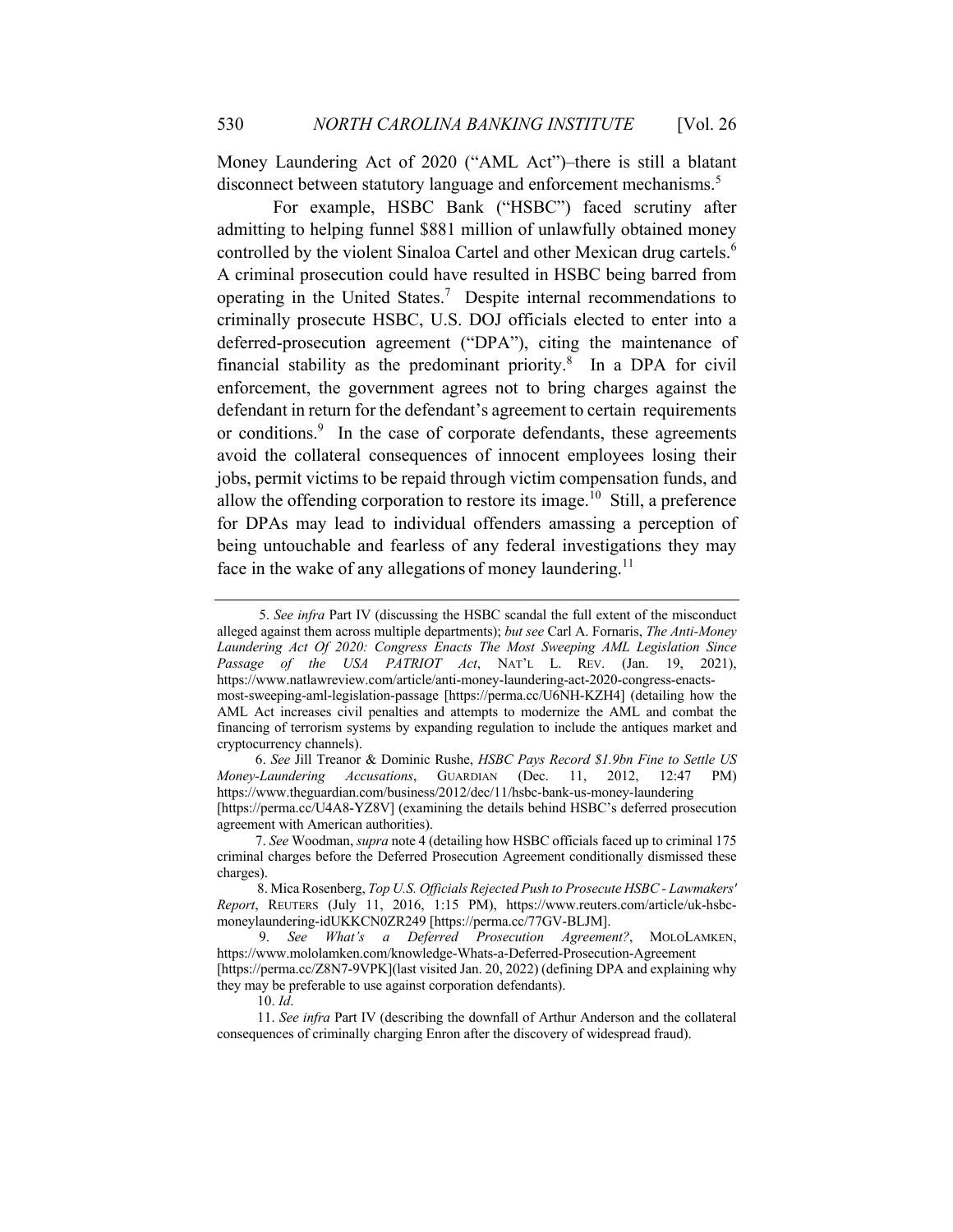Money Laundering Act of 2020 ("AML Act")–there is still a blatant disconnect between statutory language and enforcement mechanisms.[5]

For example, HSBC Bank ("HSBC") faced scrutiny after admitting to helping funnel $881 million of unlawfully obtained money controlled by the violent Sinaloa Cartel and other Mexican drug cartels.[6] A criminal prosecution could have resulted in HSBC being barred from operating in the United States.[7] Despite internal recommendations to criminally prosecute HSBC, U.S. DOJ officials elected to enter into a deferred-prosecution agreement ("DPA"), citing the maintenance of financial stability as the predominant priority.[8] In a DPA for civil enforcement, the government agrees not to bring charges against the defendant in return for the defendant's agreement to certain requirements or conditions.[9] In the case of corporate defendants, these agreements avoid the collateral consequences of innocent employees losing their jobs, permit victims to be repaid through victim compensation funds, and allow the offending corporation to restore its image.[10] Still, a preference for DPAs may lead to individual offenders amassing a perception of being untouchable and fearless of any federal investigations they may face in the wake of any allegations of money laundering.[11]

---

5. *See infra* Part IV (discussing the HSBC scandal the full extent of the misconduct alleged against them across multiple departments); *but see* Carl A. Fornaris, *The Anti-Money Laundering Act Of 2020: Congress Enacts The Most Sweeping AML Legislation Since Passage of the USA PATRIOT Act*, NAT'L L. REV. (Jan. 19, 2021), https://www.natlawreview.com/article/anti-money-laundering-act-2020-congress-enacts-most-sweeping-aml-legislation-passage [https://perma.cc/U6NH-KZH4] (detailing how the AML Act increases civil penalties and attempts to modernize the AML and combat the financing of terrorism systems by expanding regulation to include the antiques market and cryptocurrency channels).

6. *See* Jill Treanor & Dominic Rushe, *HSBC Pays Record $1.9bn Fine to Settle US Money-Laundering Accusations*, GUARDIAN (Dec. 11, 2012, 12:47 PM) https://www.theguardian.com/business/2012/dec/11/hsbc-bank-us-money-laundering [https://perma.cc/U4A8-YZ8V] (examining the details behind HSBC's deferred prosecution agreement with American authorities).

7. *See* Woodman, *supra* note 4 (detailing how HSBC officials faced up to criminal 175 criminal charges before the Deferred Prosecution Agreement conditionally dismissed these charges).

8. Mica Rosenberg, *Top U.S. Officials Rejected Push to Prosecute HSBC - Lawmakers' Report*, REUTERS (July 11, 2016, 1:15 PM), https://www.reuters.com/article/uk-hsbc-moneylaundering-idUKKCN0ZR249 [https://perma.cc/77GV-BLJM].

9. *See What's a Deferred Prosecution Agreement?*, MOLOLAMKEN, https://www.mololamken.com/knowledge-Whats-a-Deferred-Prosecution-Agreement [https://perma.cc/Z8N7-9VPK](last visited Jan. 20, 2022) (defining DPA and explaining why they may be preferable to use against corporation defendants).

10. *Id*.

11. *See infra* Part IV (describing the downfall of Arthur Anderson and the collateral consequences of criminally charging Enron after the discovery of widespread fraud).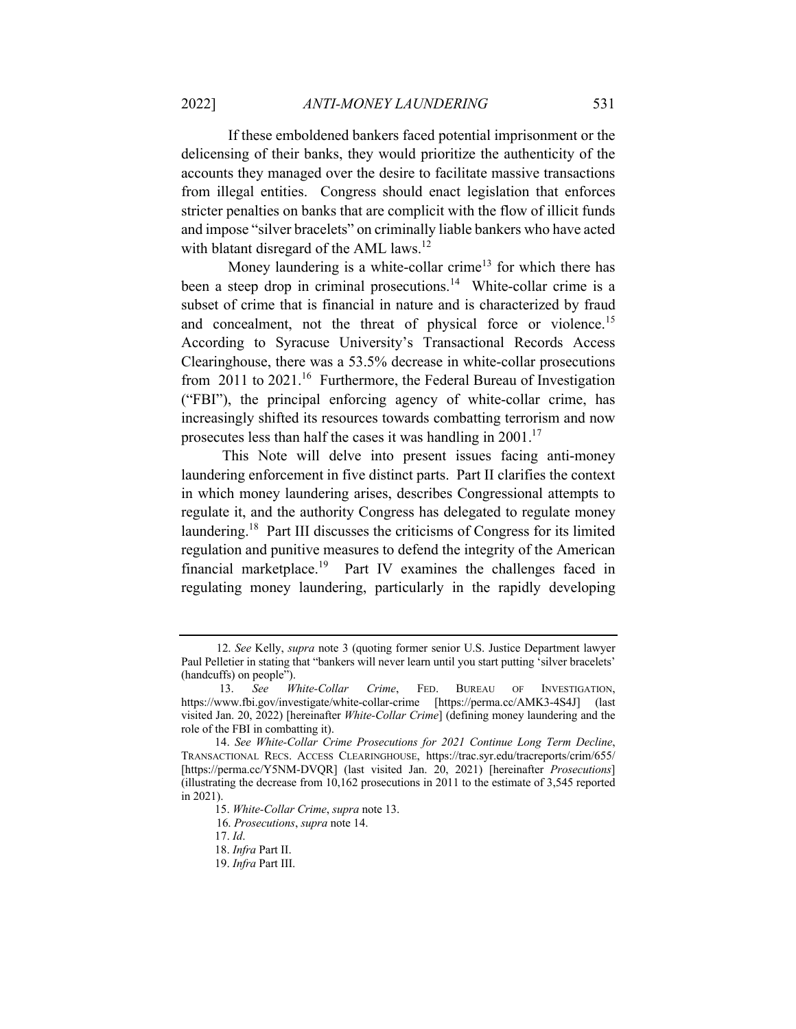If these emboldened bankers faced potential imprisonment or the delicensing of their banks, they would prioritize the authenticity of the accounts they managed over the desire to facilitate massive transactions from illegal entities. Congress should enact legislation that enforces stricter penalties on banks that are complicit with the flow of illicit funds and impose "silver bracelets" on criminally liable bankers who have acted with blatant disregard of the AML laws.[12]

Money laundering is a white-collar crime[13] for which there has been a steep drop in criminal prosecutions.[14] White-collar crime is a subset of crime that is financial in nature and is characterized by fraud and concealment, not the threat of physical force or violence.[15] According to Syracuse University's Transactional Records Access Clearinghouse, there was a 53.5% decrease in white-collar prosecutions from 2011 to 2021.[16] Furthermore, the Federal Bureau of Investigation ("FBI"), the principal enforcing agency of white-collar crime, has increasingly shifted its resources towards combatting terrorism and now prosecutes less than half the cases it was handling in 2001.[17]

This Note will delve into present issues facing anti-money laundering enforcement in five distinct parts. Part II clarifies the context in which money laundering arises, describes Congressional attempts to regulate it, and the authority Congress has delegated to regulate money laundering.[18] Part III discusses the criticisms of Congress for its limited regulation and punitive measures to defend the integrity of the American financial marketplace.[19] Part IV examines the challenges faced in regulating money laundering, particularly in the rapidly developing

---

12. *See* Kelly, *supra* note 3 (quoting former senior U.S. Justice Department lawyer Paul Pelletier in stating that "bankers will never learn until you start putting 'silver bracelets' (handcuffs) on people").

13. *See* *White-Collar Crime*, FED. BUREAU OF INVESTIGATION, https://www.fbi.gov/investigate/white-collar-crime [https://perma.cc/AMK3-4S4J] (last visited Jan. 20, 2022) [hereinafter *White-Collar Crime*] (defining money laundering and the role of the FBI in combatting it).

14. *See* *White-Collar Crime Prosecutions for 2021 Continue Long Term Decline*, TRANSACTIONAL RECS. ACCESS CLEARINGHOUSE, https://trac.syr.edu/tracreports/crim/655/ [https://perma.cc/Y5NM-DVQR] (last visited Jan. 20, 2021) [hereinafter *Prosecutions*] (illustrating the decrease from 10,162 prosecutions in 2011 to the estimate of 3,545 reported in 2021).

15. *White-Collar Crime*, *supra* note 13.

16. *Prosecutions*, *supra* note 14.

17. *Id*.

18. *Infra* Part II.

19. *Infra* Part III.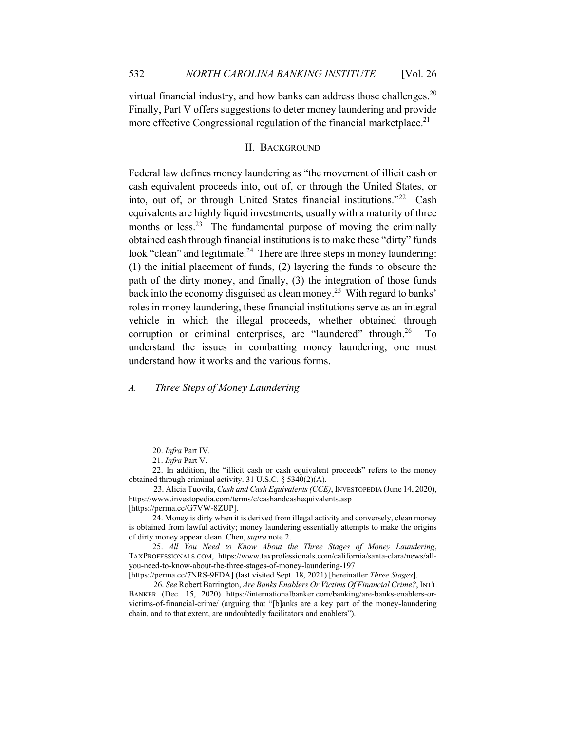virtual financial industry, and how banks can address those challenges.[20] Finally, Part V offers suggestions to deter money laundering and provide more effective Congressional regulation of the financial marketplace.[21]

## II. BACKGROUND

Federal law defines money laundering as "the movement of illicit cash or cash equivalent proceeds into, out of, or through the United States, or into, out of, or through United States financial institutions."[22] Cash equivalents are highly liquid investments, usually with a maturity of three months or less.[23] The fundamental purpose of moving the criminally obtained cash through financial institutions is to make these "dirty" funds look "clean" and legitimate.[24] There are three steps in money laundering: (1) the initial placement of funds, (2) layering the funds to obscure the path of the dirty money, and finally, (3) the integration of those funds back into the economy disguised as clean money.[25] With regard to banks' roles in money laundering, these financial institutions serve as an integral vehicle in which the illegal proceeds, whether obtained through corruption or criminal enterprises, are "laundered" through.[26] To understand the issues in combatting money laundering, one must understand how it works and the various forms.

### *A. Three Steps of Money Laundering*

---

20. *Infra* Part IV.

21. *Infra* Part V.

22. In addition, the "illicit cash or cash equivalent proceeds" refers to the money obtained through criminal activity. 31 U.S.C. § 5340(2)(A).

23. Alicia Tuovila, *Cash and Cash Equivalents (CCE)*, INVESTOPEDIA (June 14, 2020), https://www.investopedia.com/terms/c/cashandcashequivalents.asp [https://perma.cc/G7VW-8ZUP].

24. Money is dirty when it is derived from illegal activity and conversely, clean money is obtained from lawful activity; money laundering essentially attempts to make the origins of dirty money appear clean. Chen, *supra* note 2.

25. *All You Need to Know About the Three Stages of Money Laundering*, TAXPROFESSIONALS.COM, https://www.taxprofessionals.com/california/santa-clara/news/all-you-need-to-know-about-the-three-stages-of-money-laundering-197 [https://perma.cc/7NRS-9FDA] (last visited Sept. 18, 2021) [hereinafter *Three Stages*].

26. *See* Robert Barrington, *Are Banks Enablers Or Victims Of Financial Crime?*, INT'L BANKER (Dec. 15, 2020) https://internationalbanker.com/banking/are-banks-enablers-or-victims-of-financial-crime/ (arguing that "[b]anks are a key part of the money-laundering chain, and to that extent, are undoubtedly facilitators and enablers").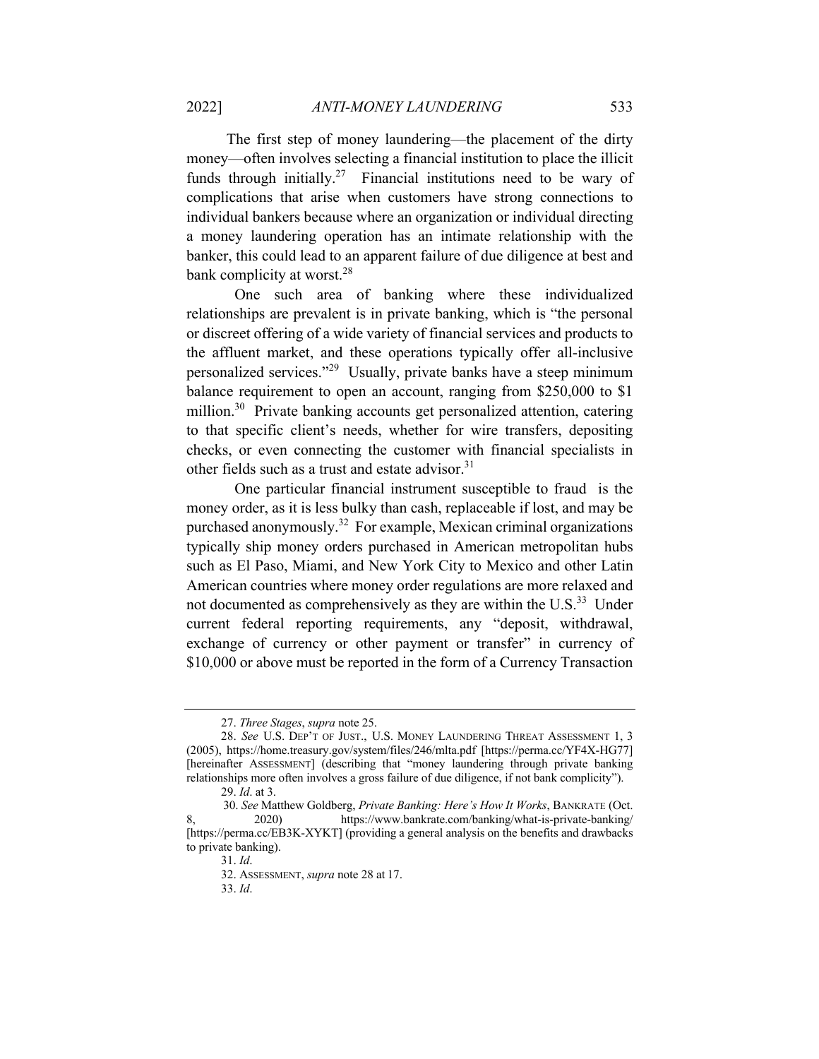The first step of money laundering—the placement of the dirty money—often involves selecting a financial institution to place the illicit funds through initially.[27] Financial institutions need to be wary of complications that arise when customers have strong connections to individual bankers because where an organization or individual directing a money laundering operation has an intimate relationship with the banker, this could lead to an apparent failure of due diligence at best and bank complicity at worst.[28]

One such area of banking where these individualized relationships are prevalent is in private banking, which is "the personal or discreet offering of a wide variety of financial services and products to the affluent market, and these operations typically offer all-inclusive personalized services."[29] Usually, private banks have a steep minimum balance requirement to open an account, ranging from $250,000 to $1 million.[30] Private banking accounts get personalized attention, catering to that specific client's needs, whether for wire transfers, depositing checks, or even connecting the customer with financial specialists in other fields such as a trust and estate advisor.[31]

One particular financial instrument susceptible to fraud is the money order, as it is less bulky than cash, replaceable if lost, and may be purchased anonymously.[32] For example, Mexican criminal organizations typically ship money orders purchased in American metropolitan hubs such as El Paso, Miami, and New York City to Mexico and other Latin American countries where money order regulations are more relaxed and not documented as comprehensively as they are within the U.S.[33] Under current federal reporting requirements, any "deposit, withdrawal, exchange of currency or other payment or transfer" in currency of $10,000 or above must be reported in the form of a Currency Transaction

---

27. *Three Stages*, *supra* note 25.

28. *See* U.S. DEP'T OF JUST., U.S. MONEY LAUNDERING THREAT ASSESSMENT 1, 3 (2005), https://home.treasury.gov/system/files/246/mlta.pdf [https://perma.cc/YF4X-HG77] [hereinafter ASSESSMENT] (describing that "money laundering through private banking relationships more often involves a gross failure of due diligence, if not bank complicity").

29. *Id*. at 3.

30. *See* Matthew Goldberg, *Private Banking: Here's How It Works*, BANKRATE (Oct. 8, 2020) https://www.bankrate.com/banking/what-is-private-banking/ [https://perma.cc/EB3K-XYKT] (providing a general analysis on the benefits and drawbacks to private banking).

31. *Id*.

32. ASSESSMENT, *supra* note 28 at 17.

33. *Id*.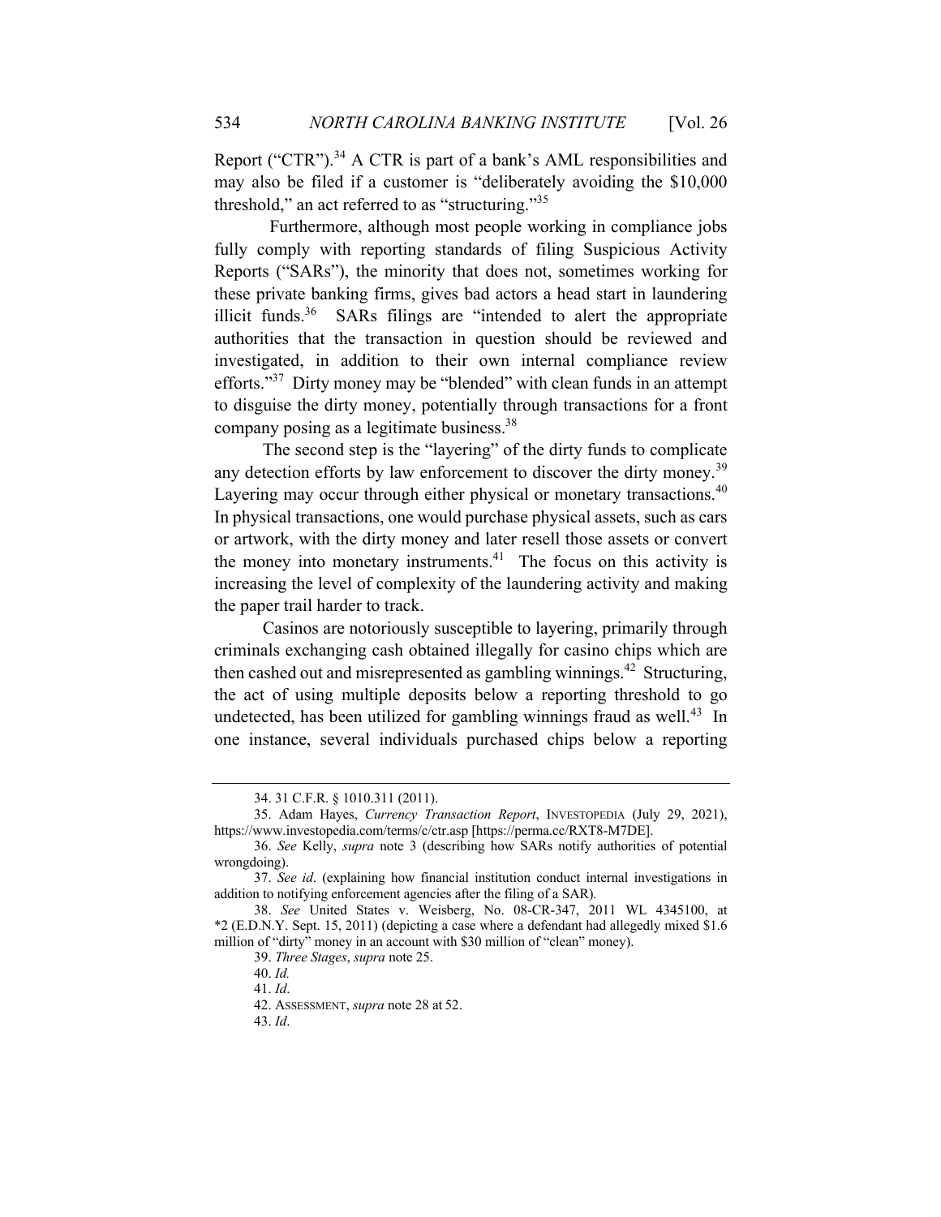Report ("CTR").[34] A CTR is part of a bank's AML responsibilities and may also be filed if a customer is "deliberately avoiding the $10,000 threshold," an act referred to as "structuring."[35]

Furthermore, although most people working in compliance jobs fully comply with reporting standards of filing Suspicious Activity Reports ("SARs"), the minority that does not, sometimes working for these private banking firms, gives bad actors a head start in laundering illicit funds.[36] SARs filings are "intended to alert the appropriate authorities that the transaction in question should be reviewed and investigated, in addition to their own internal compliance review efforts."[37] Dirty money may be "blended" with clean funds in an attempt to disguise the dirty money, potentially through transactions for a front company posing as a legitimate business.[38]

The second step is the "layering" of the dirty funds to complicate any detection efforts by law enforcement to discover the dirty money.[39] Layering may occur through either physical or monetary transactions.[40] In physical transactions, one would purchase physical assets, such as cars or artwork, with the dirty money and later resell those assets or convert the money into monetary instruments.[41] The focus on this activity is increasing the level of complexity of the laundering activity and making the paper trail harder to track.

Casinos are notoriously susceptible to layering, primarily through criminals exchanging cash obtained illegally for casino chips which are then cashed out and misrepresented as gambling winnings.[42] Structuring, the act of using multiple deposits below a reporting threshold to go undetected, has been utilized for gambling winnings fraud as well.[43] In one instance, several individuals purchased chips below a reporting

---

34. 31 C.F.R. § 1010.311 (2011).

35. Adam Hayes, *Currency Transaction Report*, INVESTOPEDIA (July 29, 2021), https://www.investopedia.com/terms/c/ctr.asp [https://perma.cc/RXT8-M7DE].

36. *See* Kelly, *supra* note 3 (describing how SARs notify authorities of potential wrongdoing).

37. *See id*. (explaining how financial institution conduct internal investigations in addition to notifying enforcement agencies after the filing of a SAR).

38. *See* United States v. Weisberg, No. 08-CR-347, 2011 WL 4345100, at *2 (E.D.N.Y. Sept. 15, 2011) (depicting a case where a defendant had allegedly mixed $1.6 million of "dirty" money in an account with $30 million of "clean" money).

39. *Three Stages*, *supra* note 25.

40. *Id.*

41. *Id*.

42. ASSESSMENT, *supra* note 28 at 52.

43. *Id*.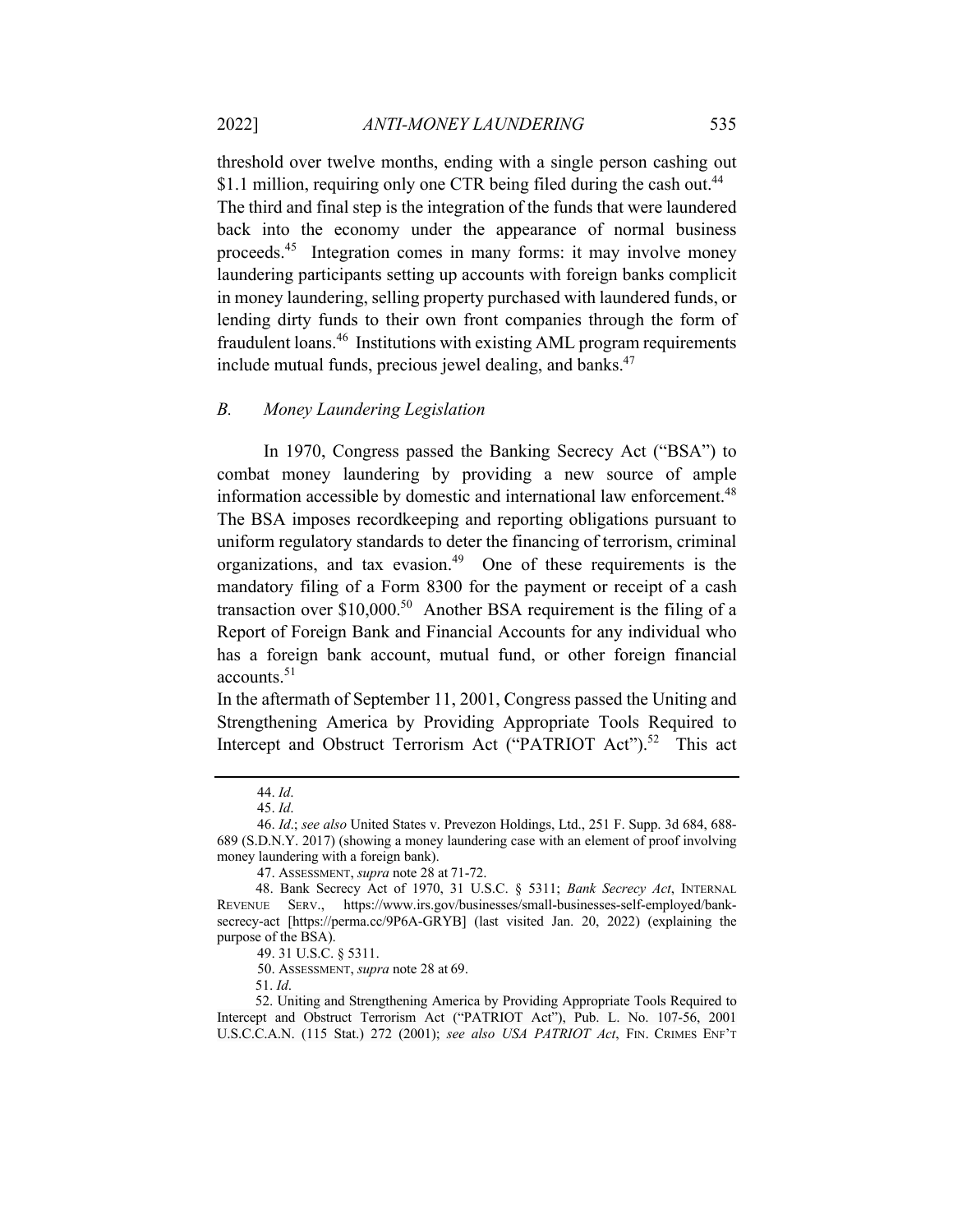threshold over twelve months, ending with a single person cashing out \$1.1 million, requiring only one CTR being filed during the cash out.[44] The third and final step is the integration of the funds that were laundered back into the economy under the appearance of normal business proceeds.[45] Integration comes in many forms: it may involve money laundering participants setting up accounts with foreign banks complicit in money laundering, selling property purchased with laundered funds, or lending dirty funds to their own front companies through the form of fraudulent loans.[46] Institutions with existing AML program requirements include mutual funds, precious jewel dealing, and banks.[47]

### *B. Money Laundering Legislation*

In 1970, Congress passed the Banking Secrecy Act ("BSA") to combat money laundering by providing a new source of ample information accessible by domestic and international law enforcement.[48] The BSA imposes recordkeeping and reporting obligations pursuant to uniform regulatory standards to deter the financing of terrorism, criminal organizations, and tax evasion.[49] One of these requirements is the mandatory filing of a Form 8300 for the payment or receipt of a cash transaction over \$10,000.[50] Another BSA requirement is the filing of a Report of Foreign Bank and Financial Accounts for any individual who has a foreign bank account, mutual fund, or other foreign financial accounts.[51]

In the aftermath of September 11, 2001, Congress passed the Uniting and Strengthening America by Providing Appropriate Tools Required to Intercept and Obstruct Terrorism Act ("PATRIOT Act").[52] This act

---

44. *Id*.

45. *Id*.

46. *Id*.; *see also* United States v. Prevezon Holdings, Ltd., 251 F. Supp. 3d 684, 688-689 (S.D.N.Y. 2017) (showing a money laundering case with an element of proof involving money laundering with a foreign bank).

47. ASSESSMENT, *supra* note 28 at 71-72.

48. Bank Secrecy Act of 1970, 31 U.S.C. § 5311; *Bank Secrecy Act*, INTERNAL REVENUE SERV., https://www.irs.gov/businesses/small-businesses-self-employed/bank-secrecy-act [https://perma.cc/9P6A-GRYB] (last visited Jan. 20, 2022) (explaining the purpose of the BSA).

49. 31 U.S.C. § 5311.

50. ASSESSMENT, *supra* note 28 at 69.

51. *Id*.

52. Uniting and Strengthening America by Providing Appropriate Tools Required to Intercept and Obstruct Terrorism Act ("PATRIOT Act"), Pub. L. No. 107-56, 2001 U.S.C.C.A.N. (115 Stat.) 272 (2001); *see also USA PATRIOT Act*, FIN. CRIMES ENF'T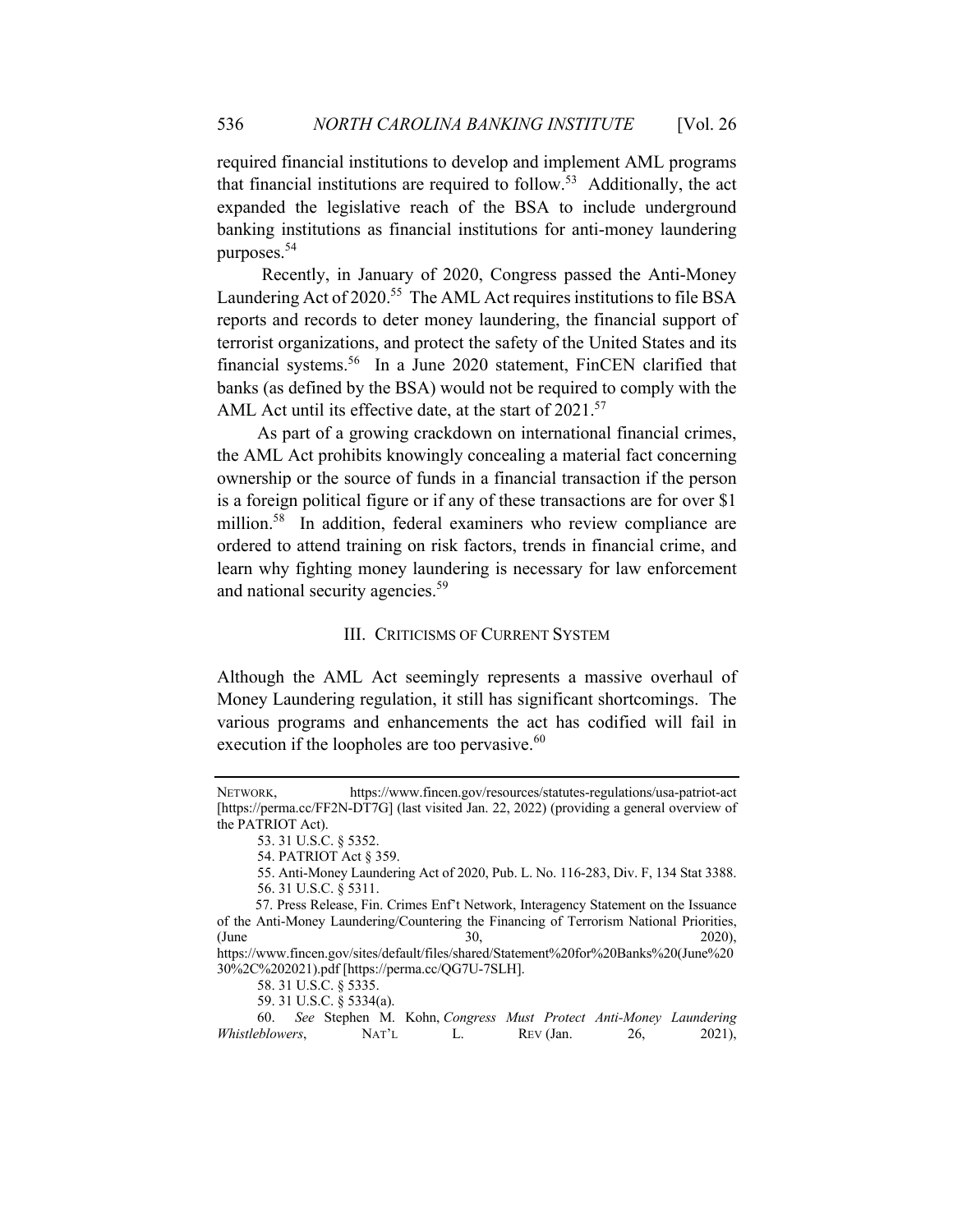required financial institutions to develop and implement AML programs that financial institutions are required to follow.[53] Additionally, the act expanded the legislative reach of the BSA to include underground banking institutions as financial institutions for anti-money laundering purposes.[54]

Recently, in January of 2020, Congress passed the Anti-Money Laundering Act of 2020.[55] The AML Act requires institutions to file BSA reports and records to deter money laundering, the financial support of terrorist organizations, and protect the safety of the United States and its financial systems.[56] In a June 2020 statement, FinCEN clarified that banks (as defined by the BSA) would not be required to comply with the AML Act until its effective date, at the start of 2021.[57]

As part of a growing crackdown on international financial crimes, the AML Act prohibits knowingly concealing a material fact concerning ownership or the source of funds in a financial transaction if the person is a foreign political figure or if any of these transactions are for over $1 million.[58] In addition, federal examiners who review compliance are ordered to attend training on risk factors, trends in financial crime, and learn why fighting money laundering is necessary for law enforcement and national security agencies.[59]

## III. CRITICISMS OF CURRENT SYSTEM

Although the AML Act seemingly represents a massive overhaul of Money Laundering regulation, it still has significant shortcomings. The various programs and enhancements the act has codified will fail in execution if the loopholes are too pervasive.[60]

---

NETWORK, https://www.fincen.gov/resources/statutes-regulations/usa-patriot-act [https://perma.cc/FF2N-DT7G] (last visited Jan. 22, 2022) (providing a general overview of the PATRIOT Act).

53. 31 U.S.C. § 5352.

54. PATRIOT Act § 359.

55. Anti-Money Laundering Act of 2020, Pub. L. No. 116-283, Div. F, 134 Stat 3388.

56. 31 U.S.C. § 5311.

57. Press Release, Fin. Crimes Enf't Network, Interagency Statement on the Issuance of the Anti-Money Laundering/Countering the Financing of Terrorism National Priorities, (June 30, 2020), https://www.fincen.gov/sites/default/files/shared/Statement%20for%20Banks%20(June%2030%2C%202021).pdf [https://perma.cc/QG7U-7SLH].

58. 31 U.S.C. § 5335.

59. 31 U.S.C. § 5334(a).

60. *See* Stephen M. Kohn, *Congress Must Protect Anti-Money Laundering Whistleblowers*, NAT'L L. REV (Jan. 26, 2021),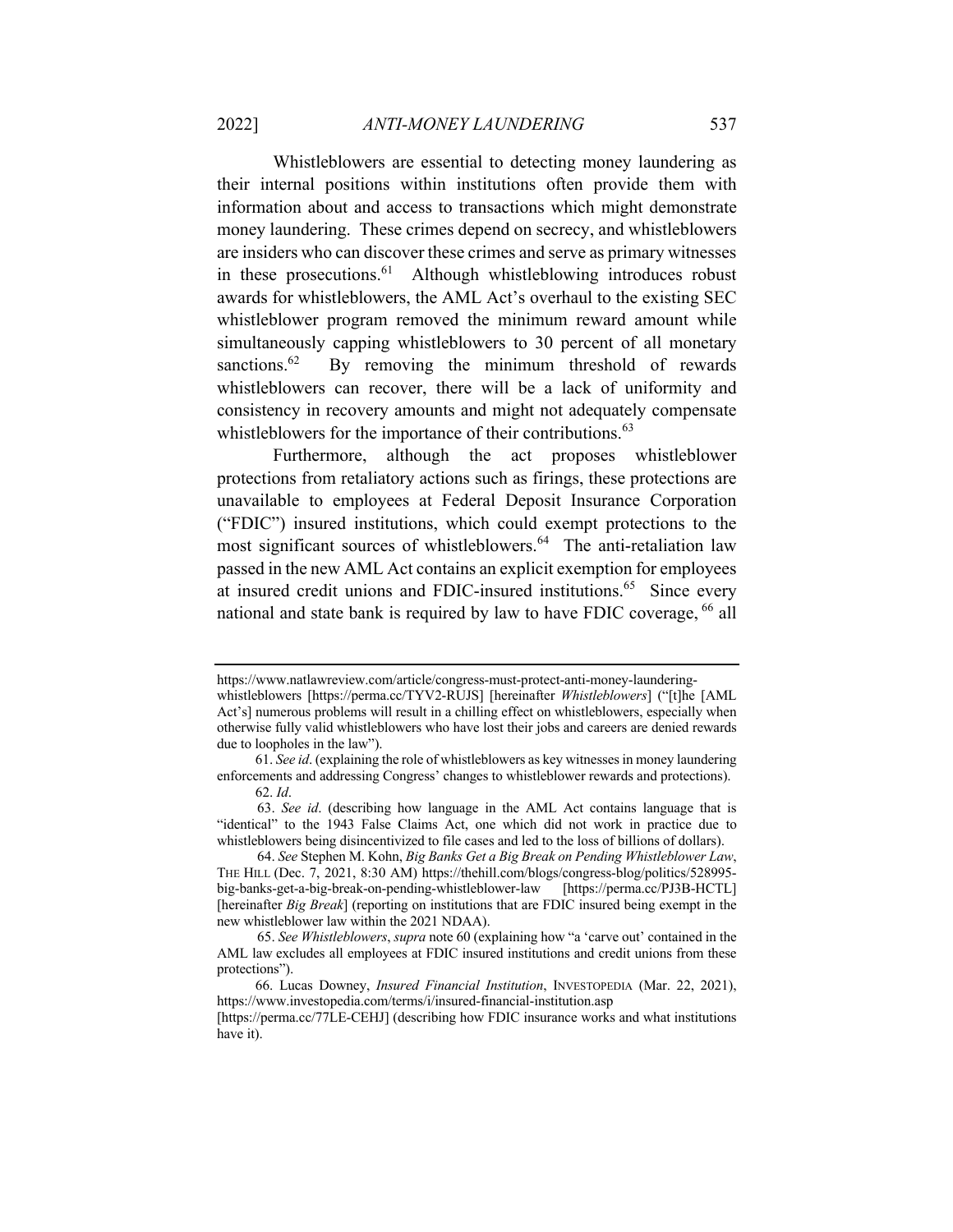Whistleblowers are essential to detecting money laundering as their internal positions within institutions often provide them with information about and access to transactions which might demonstrate money laundering. These crimes depend on secrecy, and whistleblowers are insiders who can discover these crimes and serve as primary witnesses in these prosecutions.[61] Although whistleblowing introduces robust awards for whistleblowers, the AML Act's overhaul to the existing SEC whistleblower program removed the minimum reward amount while simultaneously capping whistleblowers to 30 percent of all monetary sanctions.[62] By removing the minimum threshold of rewards whistleblowers can recover, there will be a lack of uniformity and consistency in recovery amounts and might not adequately compensate whistleblowers for the importance of their contributions.[63]

Furthermore, although the act proposes whistleblower protections from retaliatory actions such as firings, these protections are unavailable to employees at Federal Deposit Insurance Corporation ("FDIC") insured institutions, which could exempt protections to the most significant sources of whistleblowers.[64] The anti-retaliation law passed in the new AML Act contains an explicit exemption for employees at insured credit unions and FDIC-insured institutions.[65] Since every national and state bank is required by law to have FDIC coverage, [66] all

---

https://www.natlawreview.com/article/congress-must-protect-anti-money-laundering-whistleblowers [https://perma.cc/TYV2-RUJS] [hereinafter *Whistleblowers*] ("[t]he [AML Act's] numerous problems will result in a chilling effect on whistleblowers, especially when otherwise fully valid whistleblowers who have lost their jobs and careers are denied rewards due to loopholes in the law").

61. *See id*. (explaining the role of whistleblowers as key witnesses in money laundering enforcements and addressing Congress' changes to whistleblower rewards and protections).

62. *Id*.

63. *See id*. (describing how language in the AML Act contains language that is "identical" to the 1943 False Claims Act, one which did not work in practice due to whistleblowers being disincentivized to file cases and led to the loss of billions of dollars).

64. *See* Stephen M. Kohn, *Big Banks Get a Big Break on Pending Whistleblower Law*, THE HILL (Dec. 7, 2021, 8:30 AM) https://thehill.com/blogs/congress-blog/politics/528995-big-banks-get-a-big-break-on-pending-whistleblower-law [https://perma.cc/PJ3B-HCTL] [hereinafter *Big Break*] (reporting on institutions that are FDIC insured being exempt in the new whistleblower law within the 2021 NDAA).

65. *See Whistleblowers*, *supra* note 60 (explaining how "a 'carve out' contained in the AML law excludes all employees at FDIC insured institutions and credit unions from these protections").

66. Lucas Downey, *Insured Financial Institution*, INVESTOPEDIA (Mar. 22, 2021), https://www.investopedia.com/terms/i/insured-financial-institution.asp [https://perma.cc/77LE-CEHJ] (describing how FDIC insurance works and what institutions have it).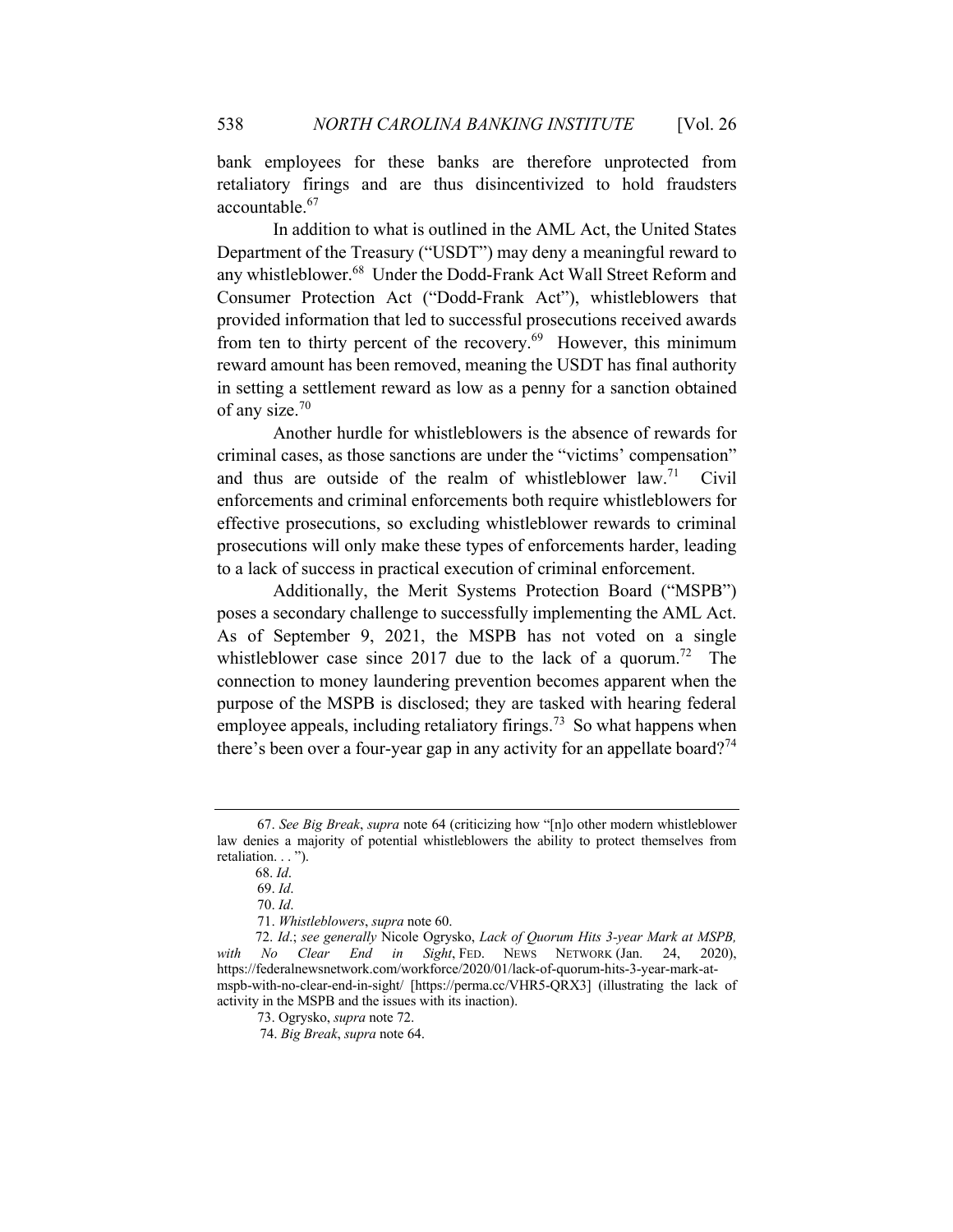bank employees for these banks are therefore unprotected from retaliatory firings and are thus disincentivized to hold fraudsters accountable.[67]

In addition to what is outlined in the AML Act, the United States Department of the Treasury ("USDT") may deny a meaningful reward to any whistleblower.[68] Under the Dodd-Frank Act Wall Street Reform and Consumer Protection Act ("Dodd-Frank Act"), whistleblowers that provided information that led to successful prosecutions received awards from ten to thirty percent of the recovery.[69] However, this minimum reward amount has been removed, meaning the USDT has final authority in setting a settlement reward as low as a penny for a sanction obtained of any size.[70]

Another hurdle for whistleblowers is the absence of rewards for criminal cases, as those sanctions are under the "victims' compensation" and thus are outside of the realm of whistleblower law.[71] Civil enforcements and criminal enforcements both require whistleblowers for effective prosecutions, so excluding whistleblower rewards to criminal prosecutions will only make these types of enforcements harder, leading to a lack of success in practical execution of criminal enforcement.

Additionally, the Merit Systems Protection Board ("MSPB") poses a secondary challenge to successfully implementing the AML Act. As of September 9, 2021, the MSPB has not voted on a single whistleblower case since 2017 due to the lack of a quorum.[72] The connection to money laundering prevention becomes apparent when the purpose of the MSPB is disclosed; they are tasked with hearing federal employee appeals, including retaliatory firings.[73] So what happens when there's been over a four-year gap in any activity for an appellate board?[74]

---

67. *See Big Break*, *supra* note 64 (criticizing how "[n]o other modern whistleblower law denies a majority of potential whistleblowers the ability to protect themselves from retaliation. . . ").

68. *Id*.

69. *Id*.

70. *Id*.

71. *Whistleblowers*, *supra* note 60.

72. *Id*.; *see generally* Nicole Ogrysko, *Lack of Quorum Hits 3-year Mark at MSPB, with No Clear End in Sight*, FED. NEWS NETWORK (Jan. 24, 2020), https://federalnewsnetwork.com/workforce/2020/01/lack-of-quorum-hits-3-year-mark-at-mspb-with-no-clear-end-in-sight/ [https://perma.cc/VHR5-QRX3] (illustrating the lack of activity in the MSPB and the issues with its inaction).

73. Ogrysko, *supra* note 72.

74. *Big Break*, *supra* note 64.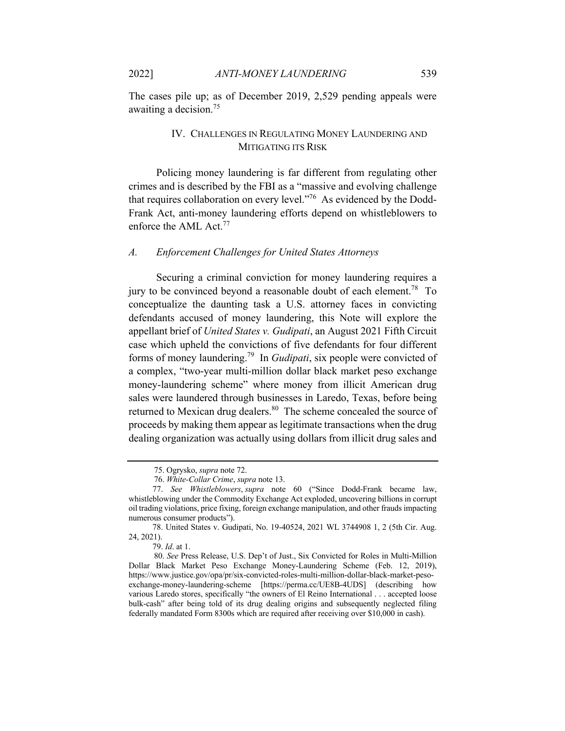The cases pile up; as of December 2019, 2,529 pending appeals were awaiting a decision.[75]

## IV. Challenges in Regulating Money Laundering and Mitigating its Risk

Policing money laundering is far different from regulating other crimes and is described by the FBI as a "massive and evolving challenge that requires collaboration on every level."[76] As evidenced by the Dodd-Frank Act, anti-money laundering efforts depend on whistleblowers to enforce the AML Act.[77]

### *A. Enforcement Challenges for United States Attorneys*

Securing a criminal conviction for money laundering requires a jury to be convinced beyond a reasonable doubt of each element.[78] To conceptualize the daunting task a U.S. attorney faces in convicting defendants accused of money laundering, this Note will explore the appellant brief of *United States v. Gudipati*, an August 2021 Fifth Circuit case which upheld the convictions of five defendants for four different forms of money laundering.[79] In *Gudipati*, six people were convicted of a complex, "two-year multi-million dollar black market peso exchange money-laundering scheme" where money from illicit American drug sales were laundered through businesses in Laredo, Texas, before being returned to Mexican drug dealers.[80] The scheme concealed the source of proceeds by making them appear as legitimate transactions when the drug dealing organization was actually using dollars from illicit drug sales and

---

75. Ogrysko, *supra* note 72.

76. *White-Collar Crime*, *supra* note 13.

77. *See Whistleblowers*, *supra* note 60 ("Since Dodd-Frank became law, whistleblowing under the Commodity Exchange Act exploded, uncovering billions in corrupt oil trading violations, price fixing, foreign exchange manipulation, and other frauds impacting numerous consumer products").

78. United States v. Gudipati, No. 19-40524, 2021 WL 3744908 1, 2 (5th Cir. Aug. 24, 2021).

79. *Id*. at 1.

80. *See* Press Release, U.S. Dep't of Just., Six Convicted for Roles in Multi-Million Dollar Black Market Peso Exchange Money-Laundering Scheme (Feb. 12, 2019), https://www.justice.gov/opa/pr/six-convicted-roles-multi-million-dollar-black-market-peso-exchange-money-laundering-scheme [https://perma.cc/UE8B-4UDS] (describing how various Laredo stores, specifically "the owners of El Reino International . . . accepted loose bulk-cash" after being told of its drug dealing origins and subsequently neglected filing federally mandated Form 8300s which are required after receiving over $10,000 in cash).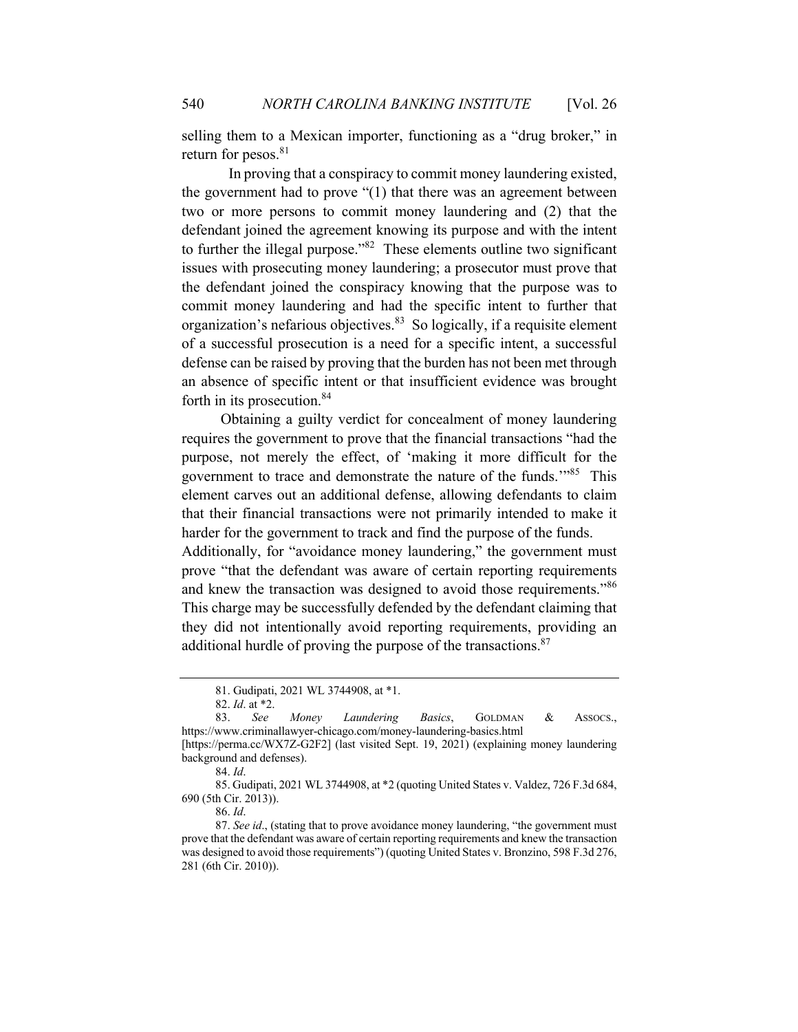selling them to a Mexican importer, functioning as a "drug broker," in return for pesos.[81]

In proving that a conspiracy to commit money laundering existed, the government had to prove "(1) that there was an agreement between two or more persons to commit money laundering and (2) that the defendant joined the agreement knowing its purpose and with the intent to further the illegal purpose."[82] These elements outline two significant issues with prosecuting money laundering; a prosecutor must prove that the defendant joined the conspiracy knowing that the purpose was to commit money laundering and had the specific intent to further that organization's nefarious objectives.[83] So logically, if a requisite element of a successful prosecution is a need for a specific intent, a successful defense can be raised by proving that the burden has not been met through an absence of specific intent or that insufficient evidence was brought forth in its prosecution.[84]

Obtaining a guilty verdict for concealment of money laundering requires the government to prove that the financial transactions "had the purpose, not merely the effect, of 'making it more difficult for the government to trace and demonstrate the nature of the funds.'"[85] This element carves out an additional defense, allowing defendants to claim that their financial transactions were not primarily intended to make it harder for the government to track and find the purpose of the funds. Additionally, for "avoidance money laundering," the government must prove "that the defendant was aware of certain reporting requirements and knew the transaction was designed to avoid those requirements."[86] This charge may be successfully defended by the defendant claiming that they did not intentionally avoid reporting requirements, providing an additional hurdle of proving the purpose of the transactions.[87]

---

81. Gudipati, 2021 WL 3744908, at *1.

82. *Id*. at *2.

83. *See Money Laundering Basics*, GOLDMAN & ASSOCS., https://www.criminallawyer-chicago.com/money-laundering-basics.html [https://perma.cc/WX7Z-G2F2] (last visited Sept. 19, 2021) (explaining money laundering background and defenses).

84. *Id*.

85. Gudipati, 2021 WL 3744908, at *2 (quoting United States v. Valdez, 726 F.3d 684, 690 (5th Cir. 2013)).

86. *Id*.

87. *See id*., (stating that to prove avoidance money laundering, "the government must prove that the defendant was aware of certain reporting requirements and knew the transaction was designed to avoid those requirements") (quoting United States v. Bronzino, 598 F.3d 276, 281 (6th Cir. 2010)).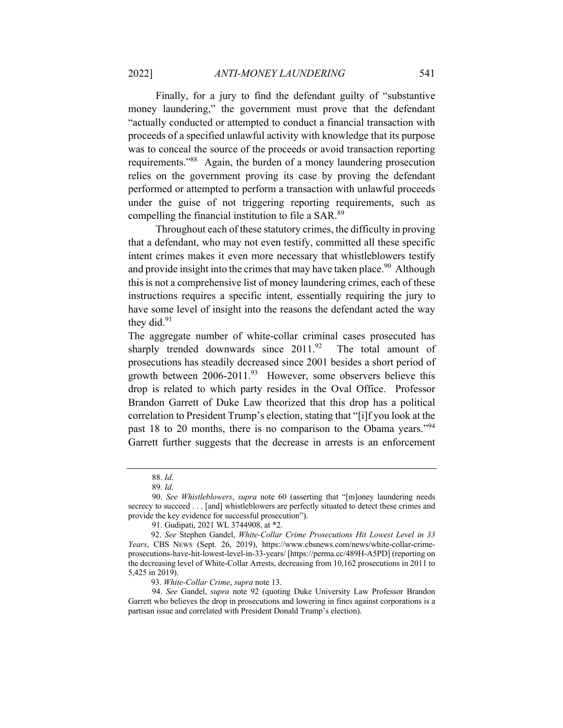Finally, for a jury to find the defendant guilty of "substantive money laundering," the government must prove that the defendant "actually conducted or attempted to conduct a financial transaction with proceeds of a specified unlawful activity with knowledge that its purpose was to conceal the source of the proceeds or avoid transaction reporting requirements."[88] Again, the burden of a money laundering prosecution relies on the government proving its case by proving the defendant performed or attempted to perform a transaction with unlawful proceeds under the guise of not triggering reporting requirements, such as compelling the financial institution to file a SAR.[89]

Throughout each of these statutory crimes, the difficulty in proving that a defendant, who may not even testify, committed all these specific intent crimes makes it even more necessary that whistleblowers testify and provide insight into the crimes that may have taken place.[90] Although this is not a comprehensive list of money laundering crimes, each of these instructions requires a specific intent, essentially requiring the jury to have some level of insight into the reasons the defendant acted the way they did.[91]

The aggregate number of white-collar criminal cases prosecuted has sharply trended downwards since 2011.[92] The total amount of prosecutions has steadily decreased since 2001 besides a short period of growth between 2006-2011.[93] However, some observers believe this drop is related to which party resides in the Oval Office. Professor Brandon Garrett of Duke Law theorized that this drop has a political correlation to President Trump's election, stating that "[i]f you look at the past 18 to 20 months, there is no comparison to the Obama years."[94] Garrett further suggests that the decrease in arrests is an enforcement

---

88. *Id*.

89. *Id*.

90. *See Whistleblowers*, *supra* note 60 (asserting that "[m]oney laundering needs secrecy to succeed . . . [and] whistleblowers are perfectly situated to detect these crimes and provide the key evidence for successful prosecution").

91. Gudipati, 2021 WL 3744908, at *2.

92. *See* Stephen Gandel, *White-Collar Crime Prosecutions Hit Lowest Level in 33 Years*, CBS NEWS (Sept. 26, 2019), https://www.cbsnews.com/news/white-collar-crime-prosecutions-have-hit-lowest-level-in-33-years/ [https://perma.cc/489H-A5PD] (reporting on the decreasing level of White-Collar Arrests, decreasing from 10,162 prosecutions in 2011 to 5,425 in 2019).

93. *White-Collar Crime*, *supra* note 13.

94. *See* Gandel, *supra* note 92 (quoting Duke University Law Professor Brandon Garrett who believes the drop in prosecutions and lowering in fines against corporations is a partisan issue and correlated with President Donald Trump's election).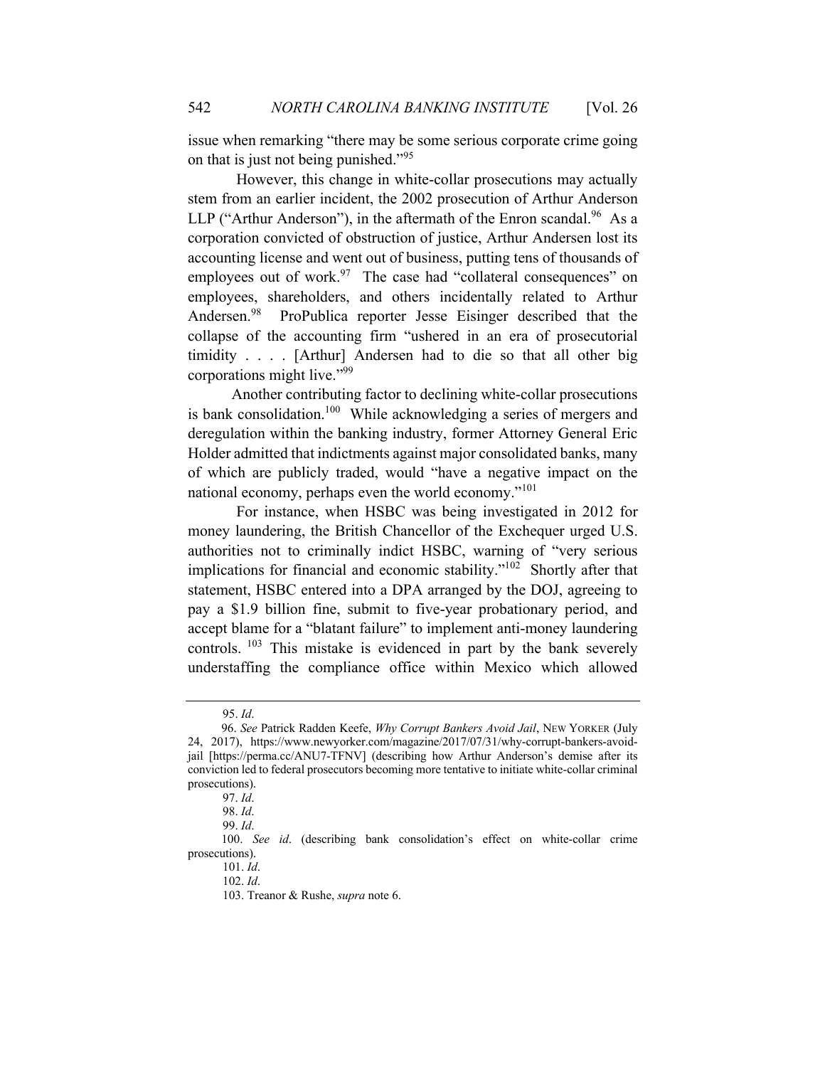issue when remarking "there may be some serious corporate crime going on that is just not being punished."[95]

However, this change in white-collar prosecutions may actually stem from an earlier incident, the 2002 prosecution of Arthur Anderson LLP ("Arthur Anderson"), in the aftermath of the Enron scandal.[96] As a corporation convicted of obstruction of justice, Arthur Andersen lost its accounting license and went out of business, putting tens of thousands of employees out of work.[97] The case had "collateral consequences" on employees, shareholders, and others incidentally related to Arthur Andersen.[98] ProPublica reporter Jesse Eisinger described that the collapse of the accounting firm "ushered in an era of prosecutorial timidity . . . . [Arthur] Andersen had to die so that all other big corporations might live."[99]

Another contributing factor to declining white-collar prosecutions is bank consolidation.[100] While acknowledging a series of mergers and deregulation within the banking industry, former Attorney General Eric Holder admitted that indictments against major consolidated banks, many of which are publicly traded, would "have a negative impact on the national economy, perhaps even the world economy."[101]

For instance, when HSBC was being investigated in 2012 for money laundering, the British Chancellor of the Exchequer urged U.S. authorities not to criminally indict HSBC, warning of "very serious implications for financial and economic stability."[102] Shortly after that statement, HSBC entered into a DPA arranged by the DOJ, agreeing to pay a $1.9 billion fine, submit to five-year probationary period, and accept blame for a "blatant failure" to implement anti-money laundering controls.[103] This mistake is evidenced in part by the bank severely understaffing the compliance office within Mexico which allowed

---

95. *Id*.

96. *See* Patrick Radden Keefe, *Why Corrupt Bankers Avoid Jail*, NEW YORKER (July 24, 2017), https://www.newyorker.com/magazine/2017/07/31/why-corrupt-bankers-avoid-jail [https://perma.cc/ANU7-TFNV] (describing how Arthur Anderson's demise after its conviction led to federal prosecutors becoming more tentative to initiate white-collar criminal prosecutions).

97. *Id*.

98. *Id*.

99. *Id*.

100. *See id*. (describing bank consolidation's effect on white-collar crime prosecutions).

101. *Id*.

102. *Id*.

103. Treanor & Rushe, *supra* note 6.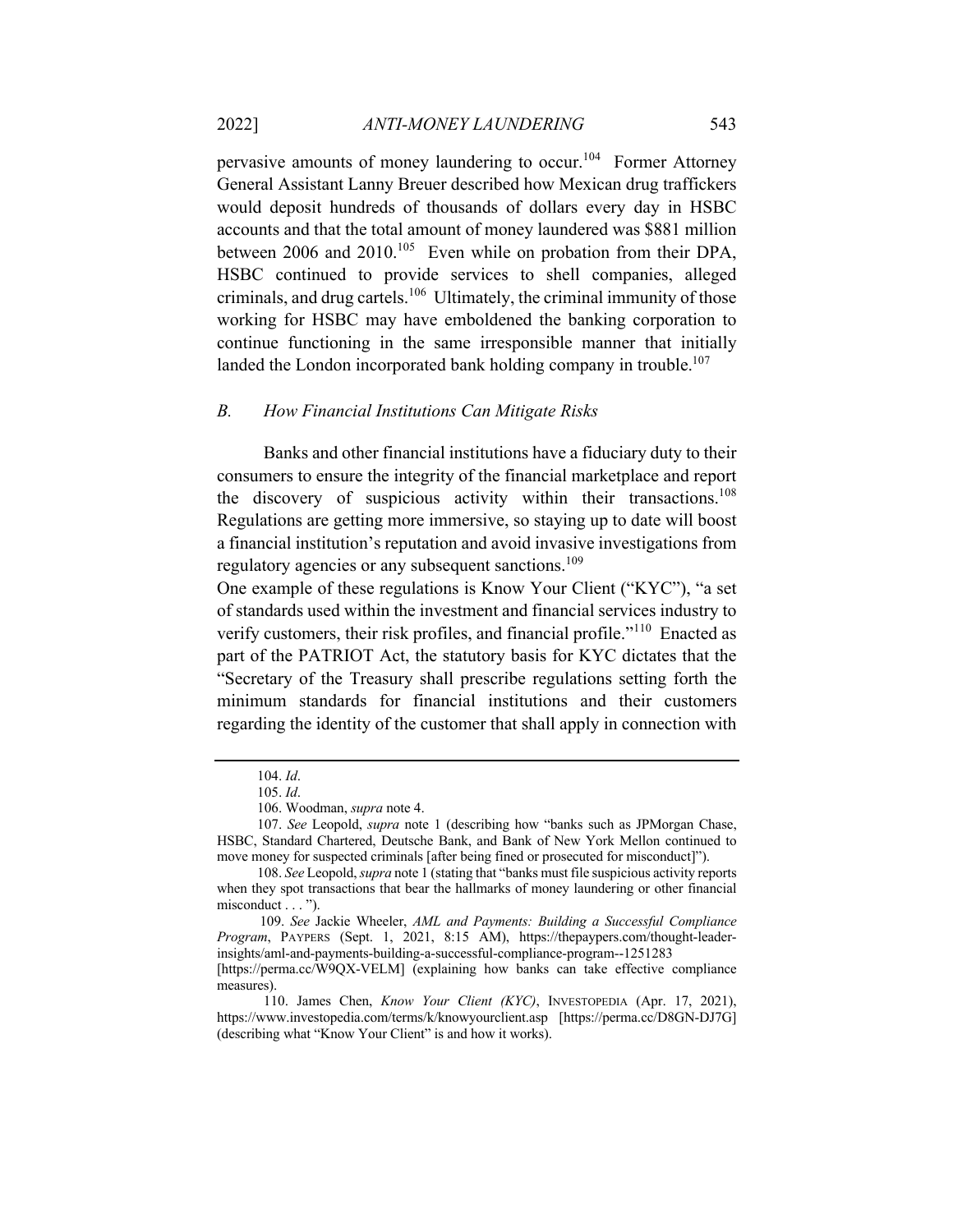pervasive amounts of money laundering to occur.[104] Former Attorney General Assistant Lanny Breuer described how Mexican drug traffickers would deposit hundreds of thousands of dollars every day in HSBC accounts and that the total amount of money laundered was $881 million between 2006 and 2010.[105] Even while on probation from their DPA, HSBC continued to provide services to shell companies, alleged criminals, and drug cartels.[106] Ultimately, the criminal immunity of those working for HSBC may have emboldened the banking corporation to continue functioning in the same irresponsible manner that initially landed the London incorporated bank holding company in trouble.[107]

### *B. How Financial Institutions Can Mitigate Risks*

Banks and other financial institutions have a fiduciary duty to their consumers to ensure the integrity of the financial marketplace and report the discovery of suspicious activity within their transactions.[108] Regulations are getting more immersive, so staying up to date will boost a financial institution's reputation and avoid invasive investigations from regulatory agencies or any subsequent sanctions.[109]

One example of these regulations is Know Your Client ("KYC"), "a set of standards used within the investment and financial services industry to verify customers, their risk profiles, and financial profile."[110] Enacted as part of the PATRIOT Act, the statutory basis for KYC dictates that the "Secretary of the Treasury shall prescribe regulations setting forth the minimum standards for financial institutions and their customers regarding the identity of the customer that shall apply in connection with

---

104. *Id*.

105. *Id*.

106. Woodman, *supra* note 4.

107. *See* Leopold, *supra* note 1 (describing how "banks such as JPMorgan Chase, HSBC, Standard Chartered, Deutsche Bank, and Bank of New York Mellon continued to move money for suspected criminals [after being fined or prosecuted for misconduct]").

108. *See* Leopold, *supra* note 1 (stating that "banks must file suspicious activity reports when they spot transactions that bear the hallmarks of money laundering or other financial misconduct . . . ").

109. *See* Jackie Wheeler, *AML and Payments: Building a Successful Compliance Program*, PAYPERS (Sept. 1, 2021, 8:15 AM), https://thepaypers.com/thought-leader-insights/aml-and-payments-building-a-successful-compliance-program--1251283 [https://perma.cc/W9QX-VELM] (explaining how banks can take effective compliance measures).

110. James Chen, *Know Your Client (KYC)*, INVESTOPEDIA (Apr. 17, 2021), https://www.investopedia.com/terms/k/knowyourclient.asp [https://perma.cc/D8GN-DJ7G] (describing what "Know Your Client" is and how it works).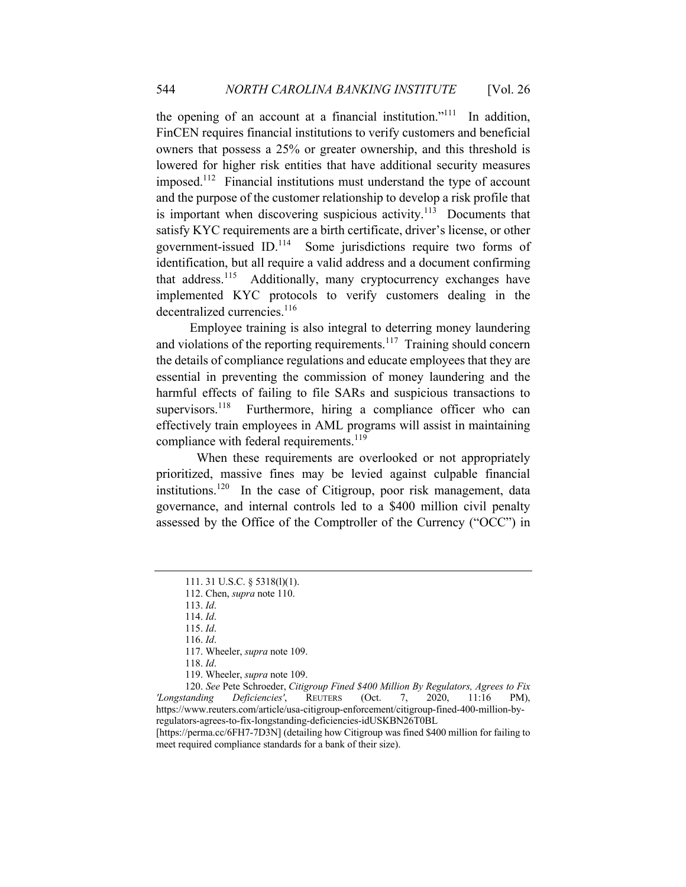the opening of an account at a financial institution."[111] In addition, FinCEN requires financial institutions to verify customers and beneficial owners that possess a 25% or greater ownership, and this threshold is lowered for higher risk entities that have additional security measures imposed.[112] Financial institutions must understand the type of account and the purpose of the customer relationship to develop a risk profile that is important when discovering suspicious activity.[113] Documents that satisfy KYC requirements are a birth certificate, driver's license, or other government-issued ID.[114] Some jurisdictions require two forms of identification, but all require a valid address and a document confirming that address.[115] Additionally, many cryptocurrency exchanges have implemented KYC protocols to verify customers dealing in the decentralized currencies.[116]

Employee training is also integral to deterring money laundering and violations of the reporting requirements.[117] Training should concern the details of compliance regulations and educate employees that they are essential in preventing the commission of money laundering and the harmful effects of failing to file SARs and suspicious transactions to supervisors.[118] Furthermore, hiring a compliance officer who can effectively train employees in AML programs will assist in maintaining compliance with federal requirements.[119]

When these requirements are overlooked or not appropriately prioritized, massive fines may be levied against culpable financial institutions.[120] In the case of Citigroup, poor risk management, data governance, and internal controls led to a $400 million civil penalty assessed by the Office of the Comptroller of the Currency ("OCC") in

---

111. 31 U.S.C. § 5318(l)(1).

112. Chen, *supra* note 110.

113. *Id*.

114. *Id*.

115. *Id*.

116. *Id*.

117. Wheeler, *supra* note 109.

118. *Id*.

119. Wheeler, *supra* note 109.

120. *See* Pete Schroeder, *Citigroup Fined $400 Million By Regulators, Agrees to Fix 'Longstanding Deficiencies'*, REUTERS (Oct. 7, 2020, 11:16 PM), https://www.reuters.com/article/usa-citigroup-enforcement/citigroup-fined-400-million-by-regulators-agrees-to-fix-longstanding-deficiencies-idUSKBN26T0BL [https://perma.cc/6FH7-7D3N] (detailing how Citigroup was fined $400 million for failing to meet required compliance standards for a bank of their size).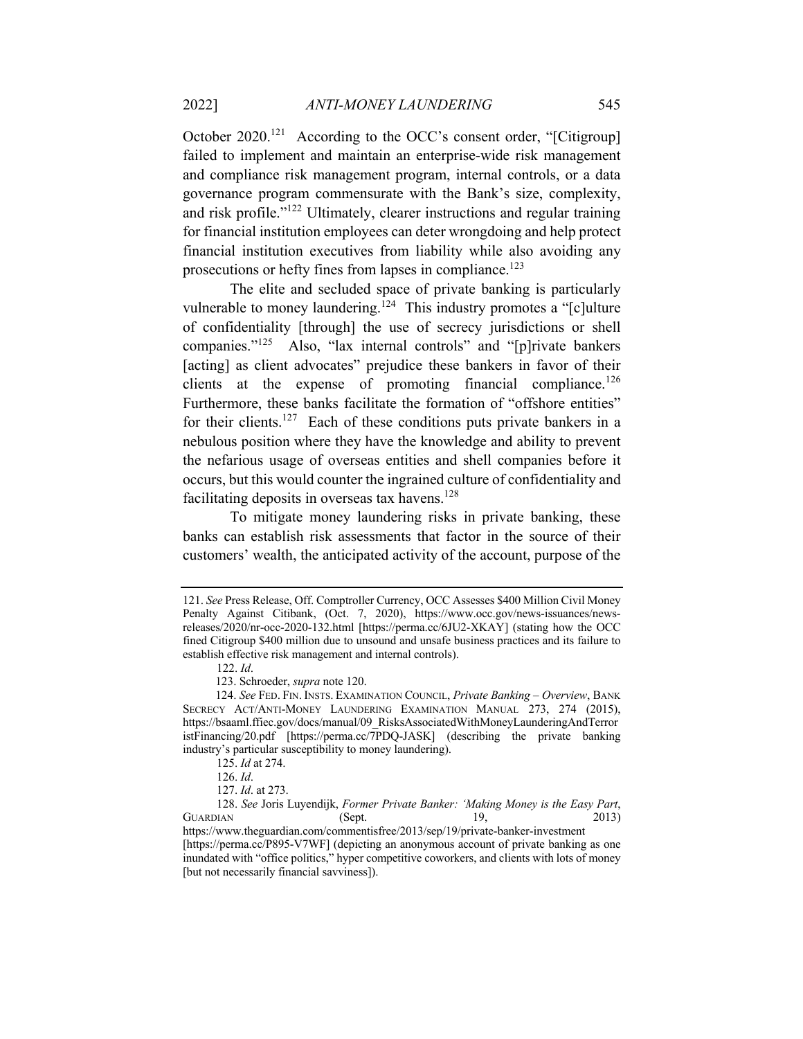October 2020.[121] According to the OCC's consent order, "[Citigroup] failed to implement and maintain an enterprise-wide risk management and compliance risk management program, internal controls, or a data governance program commensurate with the Bank's size, complexity, and risk profile."[122] Ultimately, clearer instructions and regular training for financial institution employees can deter wrongdoing and help protect financial institution executives from liability while also avoiding any prosecutions or hefty fines from lapses in compliance.[123]

The elite and secluded space of private banking is particularly vulnerable to money laundering.[124] This industry promotes a "[c]ulture of confidentiality [through] the use of secrecy jurisdictions or shell companies."[125] Also, "lax internal controls" and "[p]rivate bankers [acting] as client advocates" prejudice these bankers in favor of their clients at the expense of promoting financial compliance.[126] Furthermore, these banks facilitate the formation of "offshore entities" for their clients.[127] Each of these conditions puts private bankers in a nebulous position where they have the knowledge and ability to prevent the nefarious usage of overseas entities and shell companies before it occurs, but this would counter the ingrained culture of confidentiality and facilitating deposits in overseas tax havens.[128]

To mitigate money laundering risks in private banking, these banks can establish risk assessments that factor in the source of their customers' wealth, the anticipated activity of the account, purpose of the

---

121. *See* Press Release, Off. Comptroller Currency, OCC Assesses $400 Million Civil Money Penalty Against Citibank, (Oct. 7, 2020), https://www.occ.gov/news-issuances/news-releases/2020/nr-occ-2020-132.html [https://perma.cc/6JU2-XKAY] (stating how the OCC fined Citigroup $400 million due to unsound and unsafe business practices and its failure to establish effective risk management and internal controls).

122. *Id*.

123. Schroeder, *supra* note 120.

124. *See* FED. FIN. INSTS. EXAMINATION COUNCIL, *Private Banking – Overview*, BANK SECRECY ACT/ANTI-MONEY LAUNDERING EXAMINATION MANUAL 273, 274 (2015), https://bsaaml.ffiec.gov/docs/manual/09_RisksAssociatedWithMoneyLaunderingAndTerroristFinancing/20.pdf [https://perma.cc/7PDQ-JASK] (describing the private banking industry's particular susceptibility to money laundering).

125. *Id* at 274.

126. *Id*.

127. *Id*. at 273.

128. *See* Joris Luyendijk, *Former Private Banker: 'Making Money is the Easy Part*, GUARDIAN (Sept. 19, 2013) https://www.theguardian.com/commentisfree/2013/sep/19/private-banker-investment [https://perma.cc/P895-V7WF] (depicting an anonymous account of private banking as one inundated with "office politics," hyper competitive coworkers, and clients with lots of money [but not necessarily financial savviness]).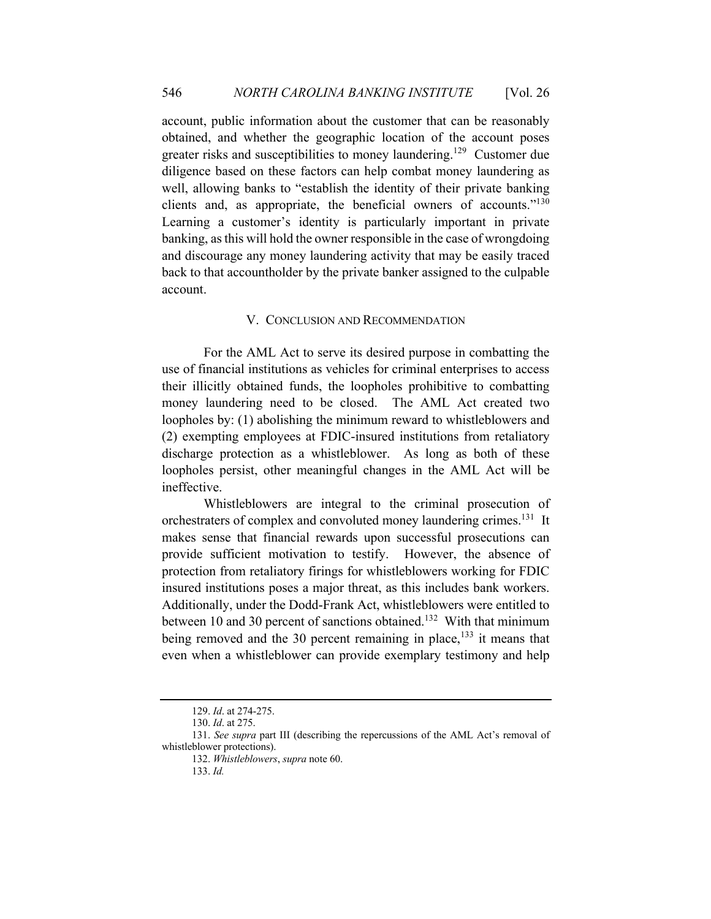account, public information about the customer that can be reasonably obtained, and whether the geographic location of the account poses greater risks and susceptibilities to money laundering.[129] Customer due diligence based on these factors can help combat money laundering as well, allowing banks to "establish the identity of their private banking clients and, as appropriate, the beneficial owners of accounts."[130] Learning a customer's identity is particularly important in private banking, as this will hold the owner responsible in the case of wrongdoing and discourage any money laundering activity that may be easily traced back to that accountholder by the private banker assigned to the culpable account.

## V. CONCLUSION AND RECOMMENDATION

For the AML Act to serve its desired purpose in combatting the use of financial institutions as vehicles for criminal enterprises to access their illicitly obtained funds, the loopholes prohibitive to combatting money laundering need to be closed. The AML Act created two loopholes by: (1) abolishing the minimum reward to whistleblowers and (2) exempting employees at FDIC-insured institutions from retaliatory discharge protection as a whistleblower. As long as both of these loopholes persist, other meaningful changes in the AML Act will be ineffective.

Whistleblowers are integral to the criminal prosecution of orchestraters of complex and convoluted money laundering crimes.[131] It makes sense that financial rewards upon successful prosecutions can provide sufficient motivation to testify. However, the absence of protection from retaliatory firings for whistleblowers working for FDIC insured institutions poses a major threat, as this includes bank workers. Additionally, under the Dodd-Frank Act, whistleblowers were entitled to between 10 and 30 percent of sanctions obtained.[132] With that minimum being removed and the 30 percent remaining in place,[133] it means that even when a whistleblower can provide exemplary testimony and help

---

129. *Id*. at 274-275.

130. *Id*. at 275.

131. *See supra* part III (describing the repercussions of the AML Act's removal of whistleblower protections).

132. *Whistleblowers*, *supra* note 60.

133. *Id.*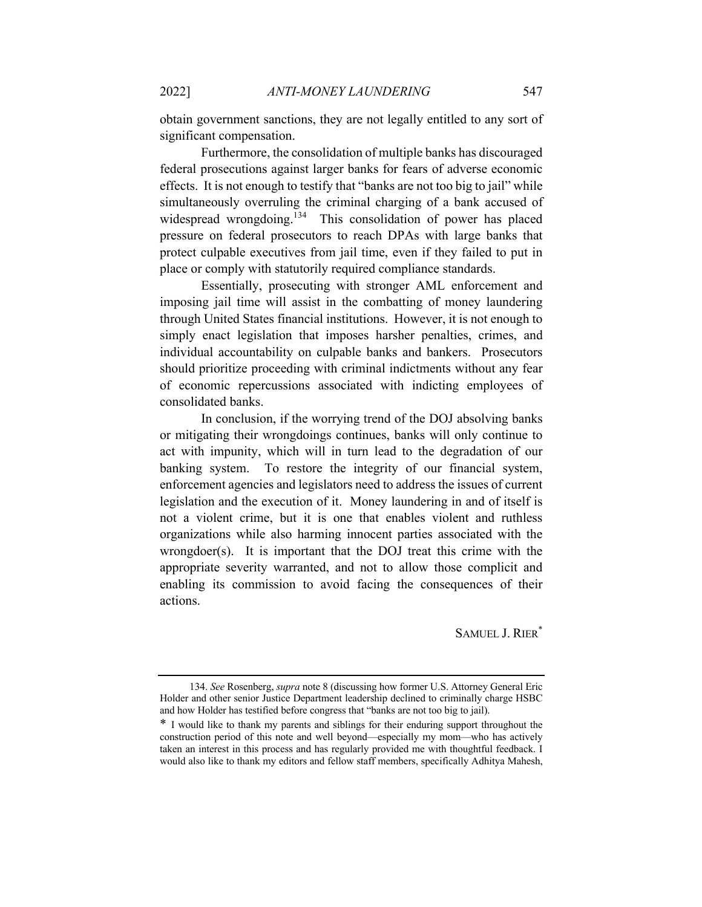obtain government sanctions, they are not legally entitled to any sort of significant compensation.

Furthermore, the consolidation of multiple banks has discouraged federal prosecutions against larger banks for fears of adverse economic effects. It is not enough to testify that "banks are not too big to jail" while simultaneously overruling the criminal charging of a bank accused of widespread wrongdoing.[134] This consolidation of power has placed pressure on federal prosecutors to reach DPAs with large banks that protect culpable executives from jail time, even if they failed to put in place or comply with statutorily required compliance standards.

Essentially, prosecuting with stronger AML enforcement and imposing jail time will assist in the combatting of money laundering through United States financial institutions. However, it is not enough to simply enact legislation that imposes harsher penalties, crimes, and individual accountability on culpable banks and bankers. Prosecutors should prioritize proceeding with criminal indictments without any fear of economic repercussions associated with indicting employees of consolidated banks.

In conclusion, if the worrying trend of the DOJ absolving banks or mitigating their wrongdoings continues, banks will only continue to act with impunity, which will in turn lead to the degradation of our banking system. To restore the integrity of our financial system, enforcement agencies and legislators need to address the issues of current legislation and the execution of it. Money laundering in and of itself is not a violent crime, but it is one that enables violent and ruthless organizations while also harming innocent parties associated with the wrongdoer(s). It is important that the DOJ treat this crime with the appropriate severity warranted, and not to allow those complicit and enabling its commission to avoid facing the consequences of their actions.

SAMUEL J. RIER*

---

134. *See* Rosenberg, *supra* note 8 (discussing how former U.S. Attorney General Eric Holder and other senior Justice Department leadership declined to criminally charge HSBC and how Holder has testified before congress that "banks are not too big to jail).

\* I would like to thank my parents and siblings for their enduring support throughout the construction period of this note and well beyond—especially my mom—who has actively taken an interest in this process and has regularly provided me with thoughtful feedback. I would also like to thank my editors and fellow staff members, specifically Adhitya Mahesh,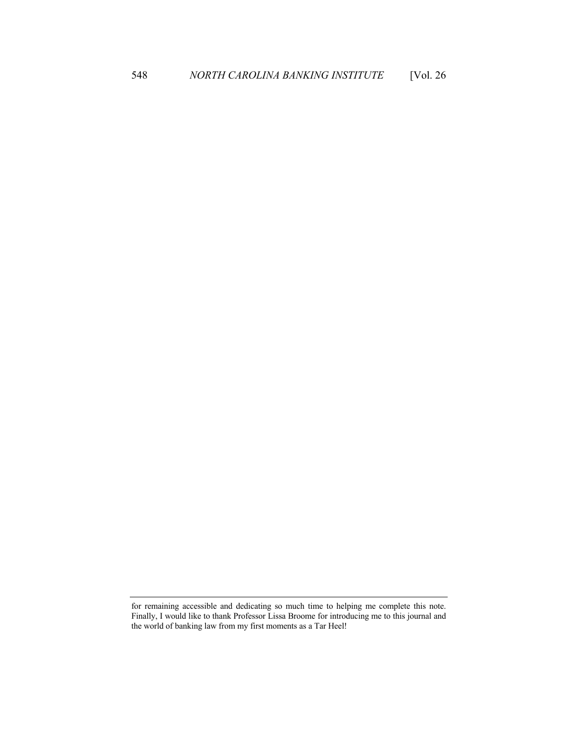for remaining accessible and dedicating so much time to helping me complete this note. Finally, I would like to thank Professor Lissa Broome for introducing me to this journal and the world of banking law from my first moments as a Tar Heel!